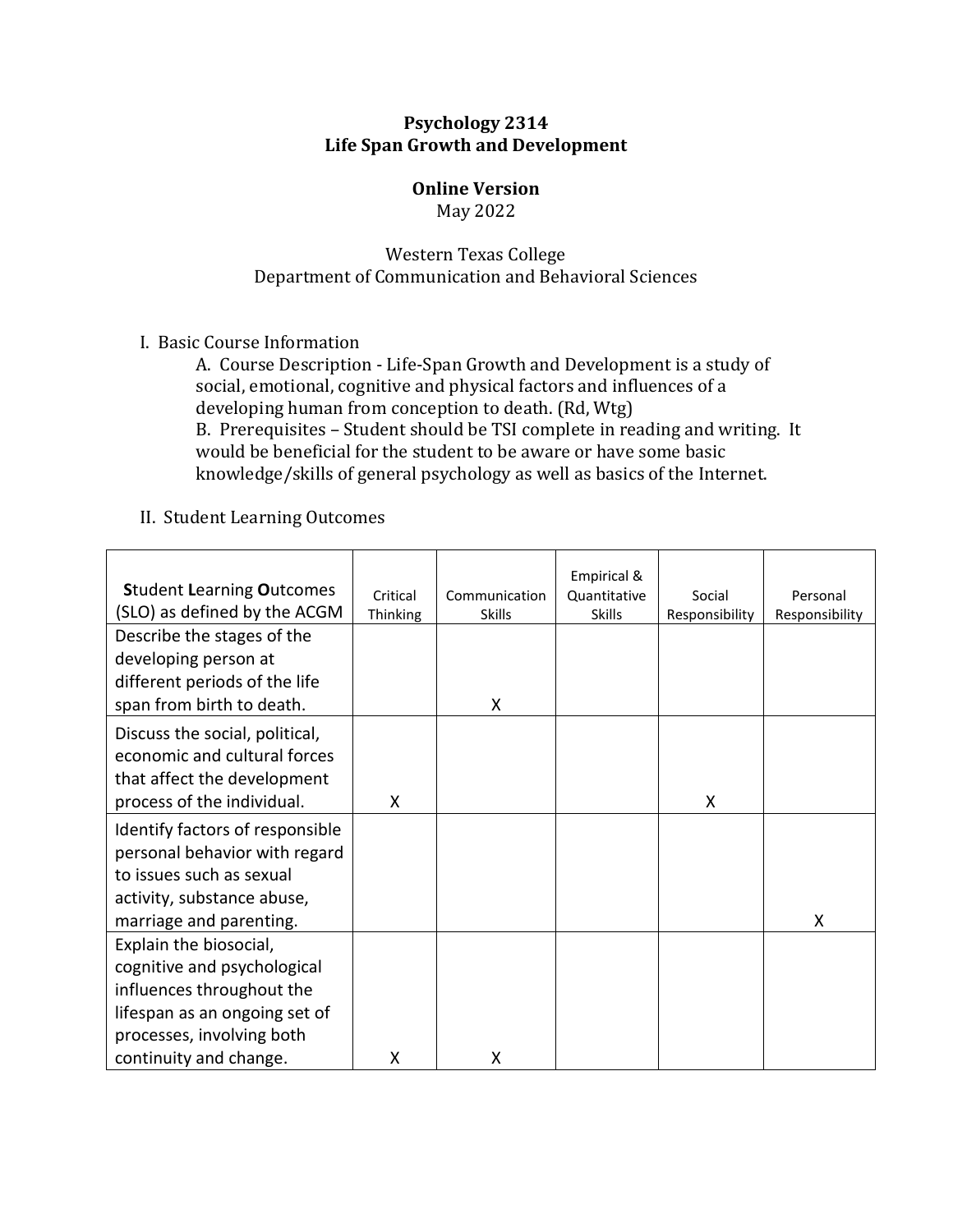**Psychology 2314**
**Life Span Growth and Development**

**Online Version**
May 2022

Western Texas College
Department of Communication and Behavioral Sciences

I. Basic Course Information

A. Course Description - Life-Span Growth and Development is a study of social, emotional, cognitive and physical factors and influences of a developing human from conception to death. (Rd, Wtg)

B. Prerequisites – Student should be TSI complete in reading and writing. It would be beneficial for the student to be aware or have some basic knowledge/skills of general psychology as well as basics of the Internet.

II. Student Learning Outcomes

| **S**tudent **L**earning **O**utcomes (SLO) as defined by the ACGM | Critical Thinking | Communication Skills | Empirical & Quantitative Skills | Social Responsibility | Personal Responsibility |
|---|---|---|---|---|---|
| Describe the stages of the developing person at different periods of the life span from birth to death. | | X | | | |
| Discuss the social, political, economic and cultural forces that affect the development process of the individual. | X | | | X | |
| Identify factors of responsible personal behavior with regard to issues such as sexual activity, substance abuse, marriage and parenting. | | | | | X |
| Explain the biosocial, cognitive and psychological influences throughout the lifespan as an ongoing set of processes, involving both continuity and change. | X | X | | | |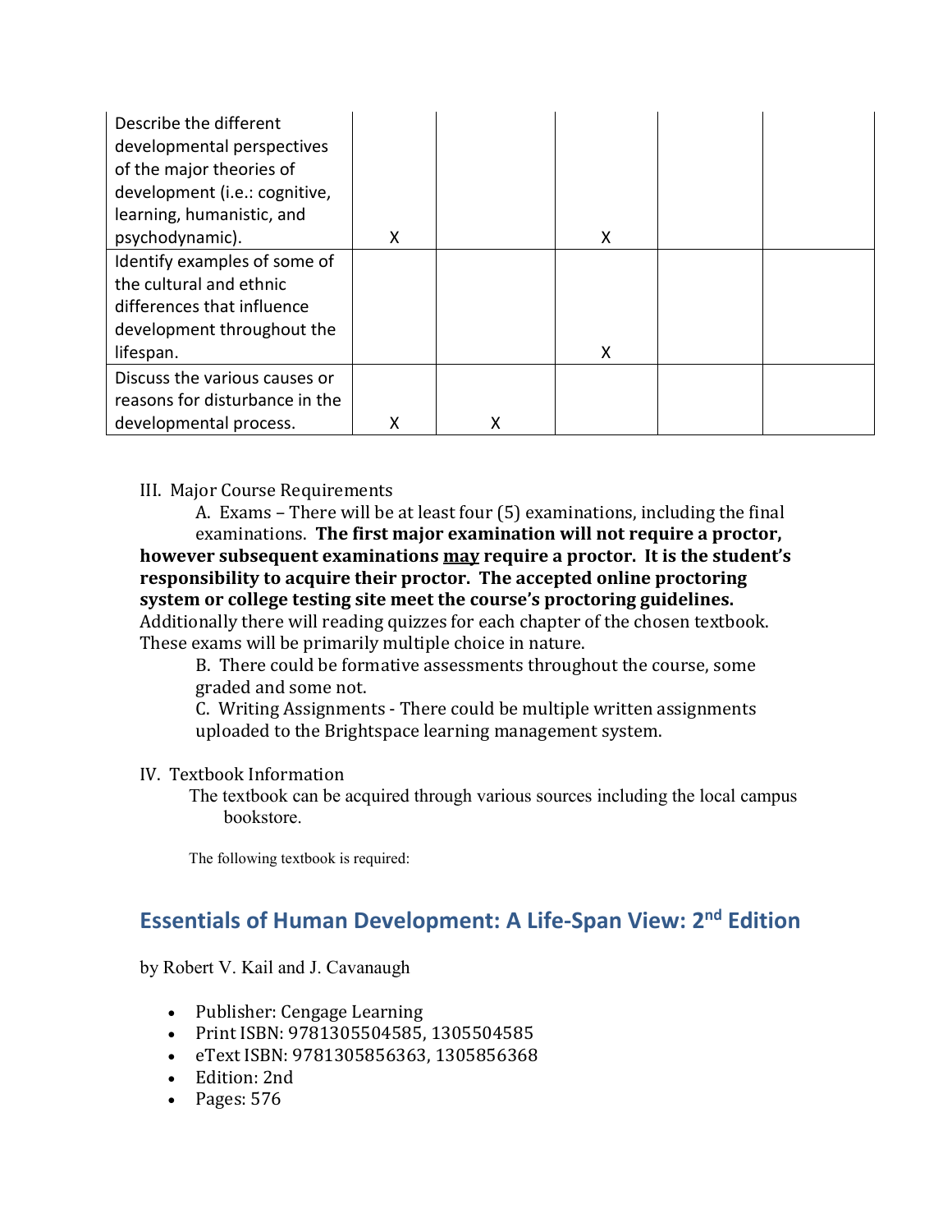| | | | | | |
|---|---|---|---|---|---|
| Describe the different developmental perspectives of the major theories of development (i.e.: cognitive, learning, humanistic, and psychodynamic). | X | | X | | |
| Identify examples of some of the cultural and ethnic differences that influence development throughout the lifespan. | | | X | | |
| Discuss the various causes or reasons for disturbance in the developmental process. | X | X | | | |

III. Major Course Requirements

A. Exams – There will be at least four (5) examinations, including the final examinations. **The first major examination will not require a proctor, however subsequent examinations <u>may</u> require a proctor. It is the student's responsibility to acquire their proctor. The accepted online proctoring system or college testing site meet the course's proctoring guidelines.** Additionally there will reading quizzes for each chapter of the chosen textbook. These exams will be primarily multiple choice in nature.

B. There could be formative assessments throughout the course, some graded and some not.

C. Writing Assignments - There could be multiple written assignments uploaded to the Brightspace learning management system.

IV. Textbook Information

The textbook can be acquired through various sources including the local campus bookstore.

The following textbook is required:

## Essentials of Human Development: A Life-Span View: 2nd Edition

by Robert V. Kail and J. Cavanaugh

- Publisher: Cengage Learning
- Print ISBN: 9781305504585, 1305504585
- eText ISBN: 9781305856363, 1305856368
- Edition: 2nd
- Pages: 576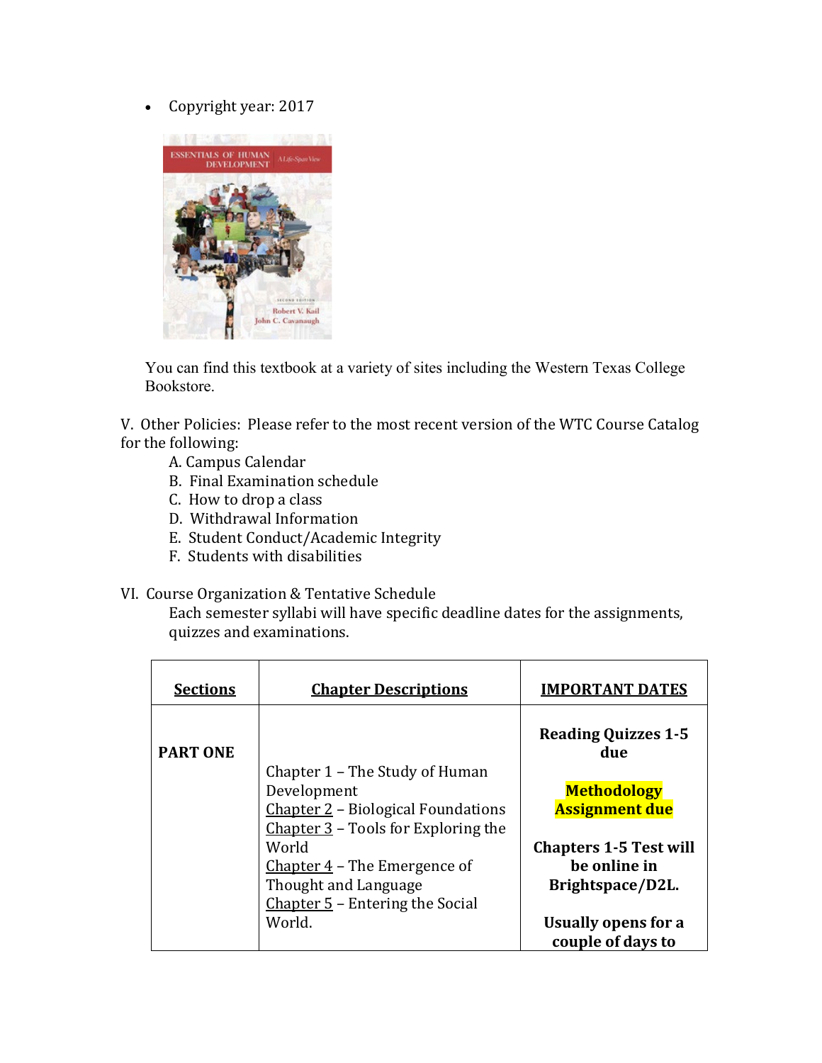- Copyright year: 2017

You can find this textbook at a variety of sites including the Western Texas College Bookstore.

V. Other Policies: Please refer to the most recent version of the WTC Course Catalog for the following:

A. Campus Calendar
B. Final Examination schedule
C. How to drop a class
D. Withdrawal Information
E. Student Conduct/Academic Integrity
F. Students with disabilities

VI. Course Organization & Tentative Schedule

Each semester syllabi will have specific deadline dates for the assignments, quizzes and examinations.

| **Sections** | **Chapter Descriptions** | **IMPORTANT DATES** |
|---|---|---|
| **PART ONE** | Chapter 1 – The Study of Human Development<br>Chapter 2 – Biological Foundations<br>Chapter 3 – Tools for Exploring the World<br>Chapter 4 – The Emergence of Thought and Language<br>Chapter 5 – Entering the Social World. | **Reading Quizzes 1-5 due**<br><br>**Methodology Assignment due**<br><br>**Chapters 1-5 Test will be online in Brightspace/D2L.**<br><br>**Usually opens for a couple of days to** |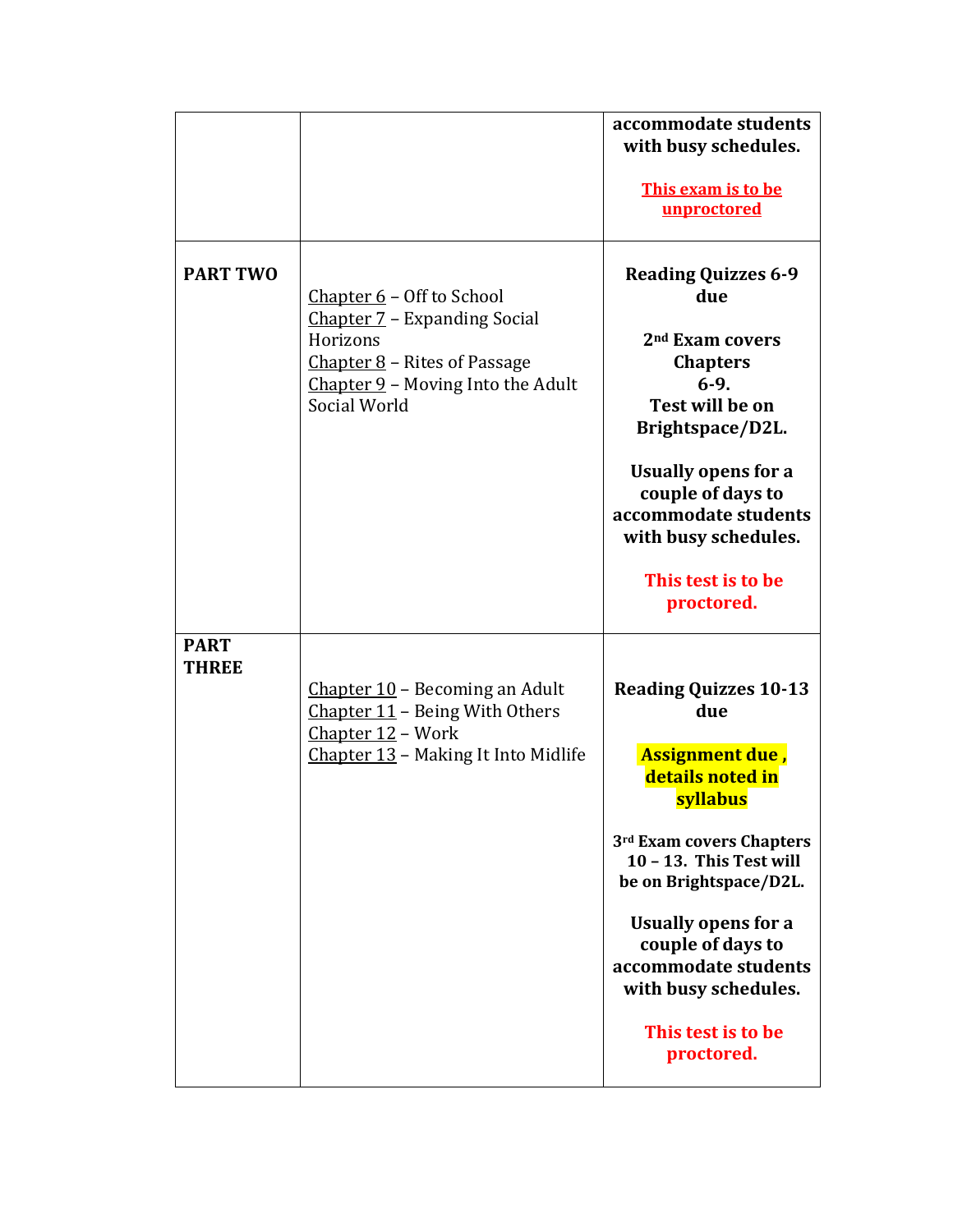| | | |
|---|---|---|
| | | **accommodate students with busy schedules.**<br><br>**This exam is to be unproctored** |
| **PART TWO** | Chapter 6 – Off to School<br>Chapter 7 – Expanding Social Horizons<br>Chapter 8 – Rites of Passage<br>Chapter 9 – Moving Into the Adult Social World | **Reading Quizzes 6-9 due**<br><br>**2nd Exam covers Chapters 6-9. Test will be on Brightspace/D2L.**<br><br>**Usually opens for a couple of days to accommodate students with busy schedules.**<br><br>**This test is to be proctored.** |
| **PART THREE** | Chapter 10 – Becoming an Adult<br>Chapter 11 – Being With Others<br>Chapter 12 – Work<br>Chapter 13 – Making It Into Midlife | **Reading Quizzes 10-13 due**<br><br>**Assignment due , details noted in syllabus**<br><br>**3rd Exam covers Chapters 10 – 13. This Test will be on Brightspace/D2L.**<br><br>**Usually opens for a couple of days to accommodate students with busy schedules.**<br><br>**This test is to be proctored.** |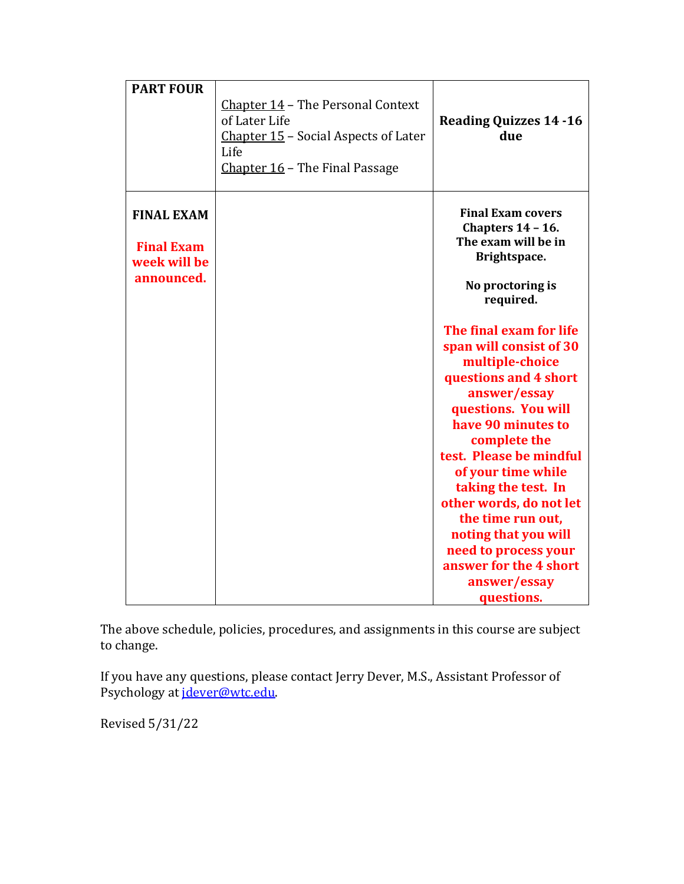| | | |
|---|---|---|
| **PART FOUR** | Chapter 14 – The Personal Context of Later Life<br>Chapter 15 – Social Aspects of Later Life<br>Chapter 16 – The Final Passage | **Reading Quizzes 14 -16 due** |
| **FINAL EXAM**<br><br>**Final Exam week will be announced.** | | **Final Exam covers Chapters 14 – 16. The exam will be in Brightspace.**<br><br>**No proctoring is required.**<br><br>**The final exam for life span will consist of 30 multiple-choice questions and 4 short answer/essay questions. You will have 90 minutes to complete the test. Please be mindful of your time while taking the test. In other words, do not let the time run out, noting that you will need to process your answer for the 4 short answer/essay questions.** |

The above schedule, policies, procedures, and assignments in this course are subject to change.

If you have any questions, please contact Jerry Dever, M.S., Assistant Professor of Psychology at jdever@wtc.edu.

Revised 5/31/22